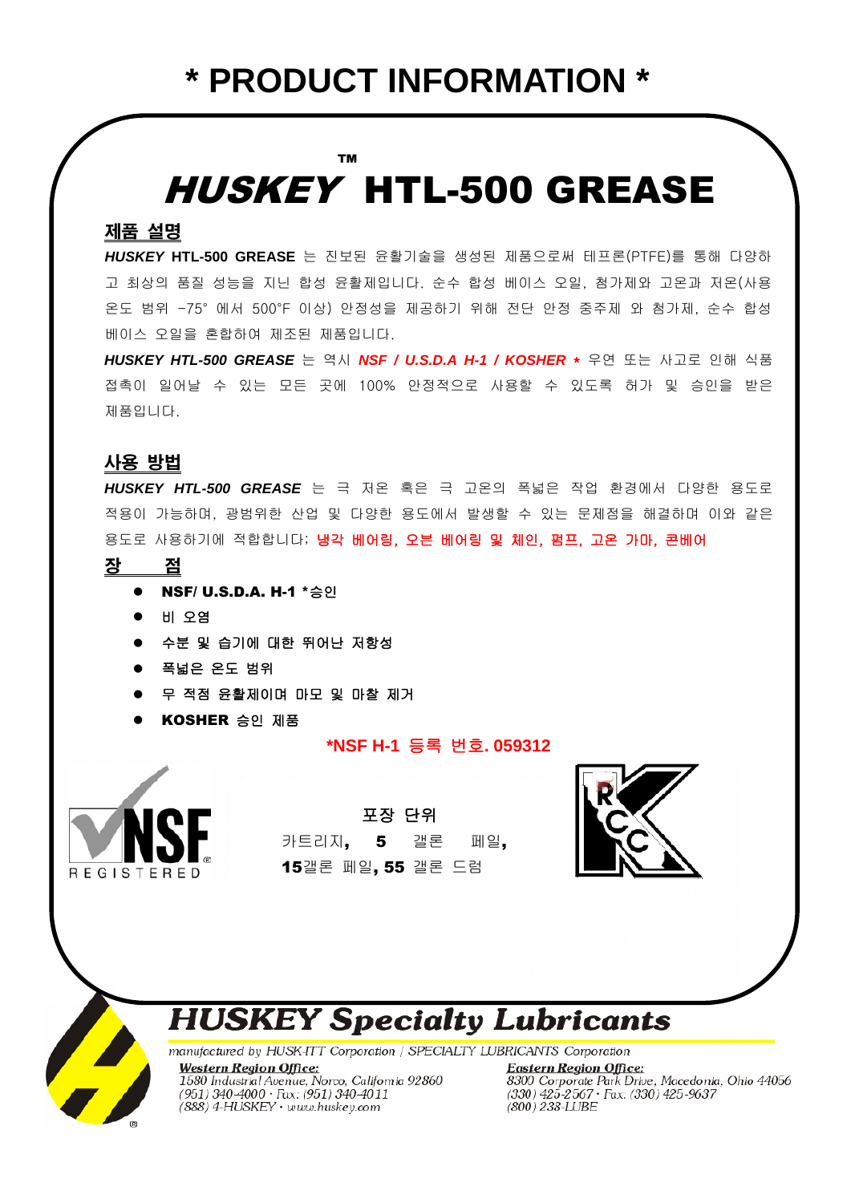# * PRODUCT INFORMATION *

# *HUSKEY*™ HTL-500 GREASE

## 제품 설명

***HUSKEY* HTL-500 GREASE** 는 진보된 윤활기술을 생성된 제품으로써 테프론(PTFE)를 통해 다양하고 최상의 품질 성능을 지닌 합성 윤활제입니다. 순수 합성 베이스 오일, 첨가제와 고온과 저온(사용 온도 범위 -75° 에서 500°F 이상) 안정성을 제공하기 위해 전단 안정 증주제 와 첨가제, 순수 합성 베이스 오일을 혼합하여 제조된 제품입니다.

***HUSKEY HTL-500 GREASE*** 는 역시 ***NSF / U.S.D.A H-1 / KOSHER \**** 우연 또는 사고로 인해 식품 접촉이 일어날 수 있는 모든 곳에 100% 안정적으로 사용할 수 있도록 허가 및 승인을 받은 제품입니다.

## 사용 방법

***HUSKEY HTL-500 GREASE*** 는 극 저온 혹은 극 고온의 폭넓은 작업 환경에서 다양한 용도로 적용이 가능하며, 광범위한 산업 및 다양한 용도에서 발생할 수 있는 문제점을 해결하며 이와 같은 용도로 사용하기에 적합합니다; **냉각 베어링, 오븐 베어링 및 체인, 펌프, 고온 가마, 콘베어**

## 장 점

- **NSF/ U.S.D.A. H-1 \*승인**
- **비 오염**
- **수분 및 습기에 대한 뛰어난 저항성**
- **폭넓은 온도 범위**
- **무 적점 윤활제이며 마모 및 마찰 제거**
- **KOSHER 승인 제품**

**\*NSF H-1 등록 번호. 059312**

NSF REGISTERED

**포장 단위**

카트리지, **5** 갤론 페일, **15**갤론 페일, **55** 갤론 드럼

## HUSKEY Specialty Lubricants

*manufactured by HUSK-ITT Corporation / SPECIALTY LUBRICANTS Corporation*

***Western Region Office:***
*1580 Industrial Avenue, Norco, California 92860*
*(951) 340-4000 · Fax: (951) 340-4011*
*(888) 4-HUSKEY · www.huskey.com*

***Eastern Region Office:***
*8300 Corporate Park Drive, Macedonia, Ohio 44056*
*(330) 425-2567 · Fax: (330) 425-9637*
*(800) 238-LUBE*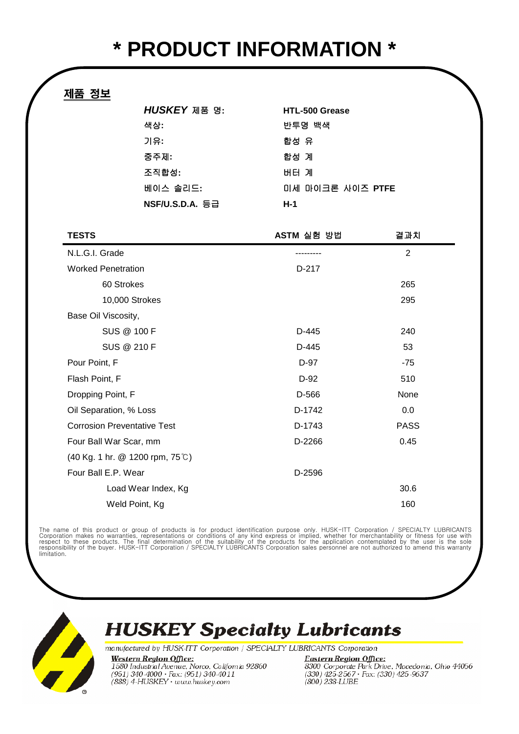# * PRODUCT INFORMATION *

## 제품 정보

| | |
|---|---|
| ***HUSKEY* 제품 명:** | **HTL-500 Grease** |
| **색상:** | **반투명 백색** |
| **기유:** | **합성 유** |
| **증주제:** | **합성 계** |
| **조직합성:** | **버터 계** |
| **베이스 솔리드:** | **미세 마이크론 사이즈 PTFE** |
| **NSF/U.S.D.A. 등급** | **H-1** |

| **TESTS** | **ASTM 실험 방법** | **결과치** |
|---|---|---|
| N.L.G.I. Grade | --------- | 2 |
| Worked Penetration | D-217 | |
| 60 Strokes | | 265 |
| 10,000 Strokes | | 295 |
| Base Oil Viscosity, | | |
| SUS @ 100 F | D-445 | 240 |
| SUS @ 210 F | D-445 | 53 |
| Pour Point, F | D-97 | -75 |
| Flash Point, F | D-92 | 510 |
| Dropping Point, F | D-566 | None |
| Oil Separation, % Loss | D-1742 | 0.0 |
| Corrosion Preventative Test | D-1743 | PASS |
| Four Ball War Scar, mm | D-2266 | 0.45 |
| (40 Kg. 1 hr. @ 1200 rpm, 75℃) | | |
| Four Ball E.P. Wear | D-2596 | |
| Load Wear Index, Kg | | 30.6 |
| Weld Point, Kg | | 160 |

The name of this product or group of products is for product identification purpose only. HUSK-ITT Corporation / SPECIALTY LUBRICANTS Corporation makes no warranties, representations or conditions of any kind express or implied, whether for merchantability or fitness for use with respect to these products. The final determination of the suitability of the products for the application contemplated by the user is the sole responsibility of the buyer. HUSK-ITT Corporation / SPECIALTY LUBRICANTS Corporation sales personnel are not authorized to amend this warranty limitation.

## *HUSKEY Specialty Lubricants*

*manufactured by HUSK-ITT Corporation / SPECIALTY LUBRICANTS Corporation*

***Western Region Office:***
*1580 Industrial Avenue, Norco, California 92860*
*(951) 340-4000 • Fax: (951) 340-4011*
*(888) 4-HUSKEY • www.huskey.com*

***Eastern Region Office:***
*8300 Corporate Park Drive, Macedonia, Ohio 44056*
*(330) 425-2567 • Fax: (330) 425-9637*
*(800) 238-LUBE*